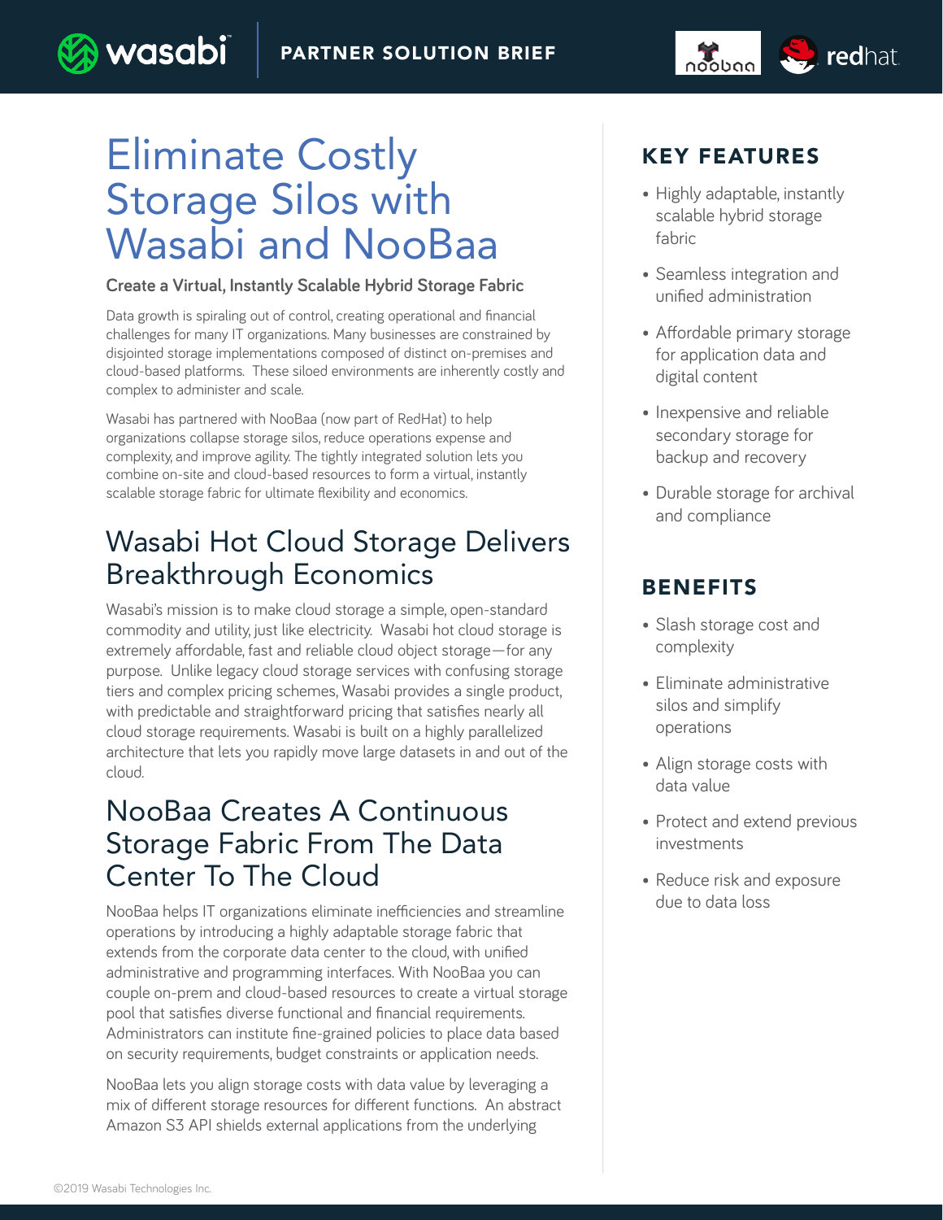PARTNER SOLUTION BRIEF

# Eliminate Costly Storage Silos with Wasabi and NooBaa

### Create a Virtual, Instantly Scalable Hybrid Storage Fabric

Data growth is spiraling out of control, creating operational and financial challenges for many IT organizations. Many businesses are constrained by disjointed storage implementations composed of distinct on-premises and cloud-based platforms. These siloed environments are inherently costly and complex to administer and scale.

Wasabi has partnered with NooBaa (now part of RedHat) to help organizations collapse storage silos, reduce operations expense and complexity, and improve agility. The tightly integrated solution lets you combine on-site and cloud-based resources to form a virtual, instantly scalable storage fabric for ultimate flexibility and economics.

## Wasabi Hot Cloud Storage Delivers Breakthrough Economics

Wasabi's mission is to make cloud storage a simple, open-standard commodity and utility, just like electricity. Wasabi hot cloud storage is extremely affordable, fast and reliable cloud object storage—for any purpose. Unlike legacy cloud storage services with confusing storage tiers and complex pricing schemes, Wasabi provides a single product, with predictable and straightforward pricing that satisfies nearly all cloud storage requirements. Wasabi is built on a highly parallelized architecture that lets you rapidly move large datasets in and out of the cloud.

## NooBaa Creates A Continuous Storage Fabric From The Data Center To The Cloud

NooBaa helps IT organizations eliminate inefficiencies and streamline operations by introducing a highly adaptable storage fabric that extends from the corporate data center to the cloud, with unified administrative and programming interfaces. With NooBaa you can couple on-prem and cloud-based resources to create a virtual storage pool that satisfies diverse functional and financial requirements. Administrators can institute fine-grained policies to place data based on security requirements, budget constraints or application needs.

NooBaa lets you align storage costs with data value by leveraging a mix of different storage resources for different functions. An abstract Amazon S3 API shields external applications from the underlying

## KEY FEATURES

- Highly adaptable, instantly scalable hybrid storage fabric
- Seamless integration and unified administration
- Affordable primary storage for application data and digital content
- Inexpensive and reliable secondary storage for backup and recovery
- Durable storage for archival and compliance

## BENEFITS

- Slash storage cost and complexity
- Eliminate administrative silos and simplify operations
- Align storage costs with data value
- Protect and extend previous investments
- Reduce risk and exposure due to data loss

©2019 Wasabi Technologies Inc.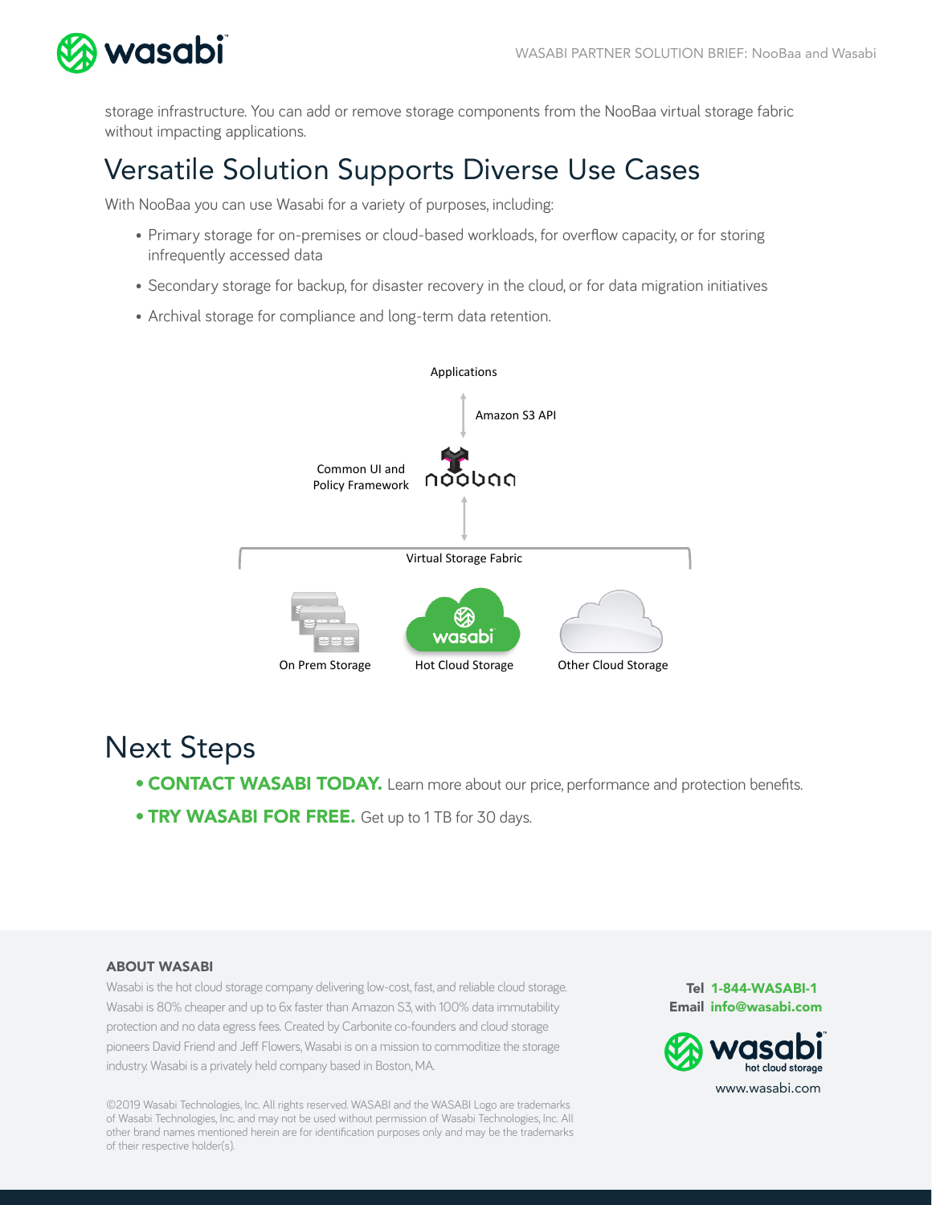storage infrastructure. You can add or remove storage components from the NooBaa virtual storage fabric without impacting applications.

## Versatile Solution Supports Diverse Use Cases

With NooBaa you can use Wasabi for a variety of purposes, including:

- Primary storage for on-premises or cloud-based workloads, for overflow capacity, or for storing infrequently accessed data
- Secondary storage for backup, for disaster recovery in the cloud, or for data migration initiatives
- Archival storage for compliance and long-term data retention.

Applications

Amazon S3 API

Common UI and Policy Framework

noobaa

Virtual Storage Fabric

On Prem Storage

Hot Cloud Storage

Other Cloud Storage

## Next Steps

- **CONTACT WASABI TODAY.** Learn more about our price, performance and protection benefits.
- **TRY WASABI FOR FREE.** Get up to 1 TB for 30 days.

### ABOUT WASABI

Wasabi is the hot cloud storage company delivering low-cost, fast, and reliable cloud storage. Wasabi is 80% cheaper and up to 6x faster than Amazon S3, with 100% data immutability protection and no data egress fees. Created by Carbonite co-founders and cloud storage pioneers David Friend and Jeff Flowers, Wasabi is on a mission to commoditize the storage industry. Wasabi is a privately held company based in Boston, MA.

©2019 Wasabi Technologies, Inc. All rights reserved. WASABI and the WASABI Logo are trademarks of Wasabi Technologies, Inc. and may not be used without permission of Wasabi Technologies, Inc. All other brand names mentioned herein are for identification purposes only and may be the trademarks of their respective holder(s).

**Tel** 1-844-WASABI-1
**Email** info@wasabi.com

wasabi hot cloud storage

www.wasabi.com